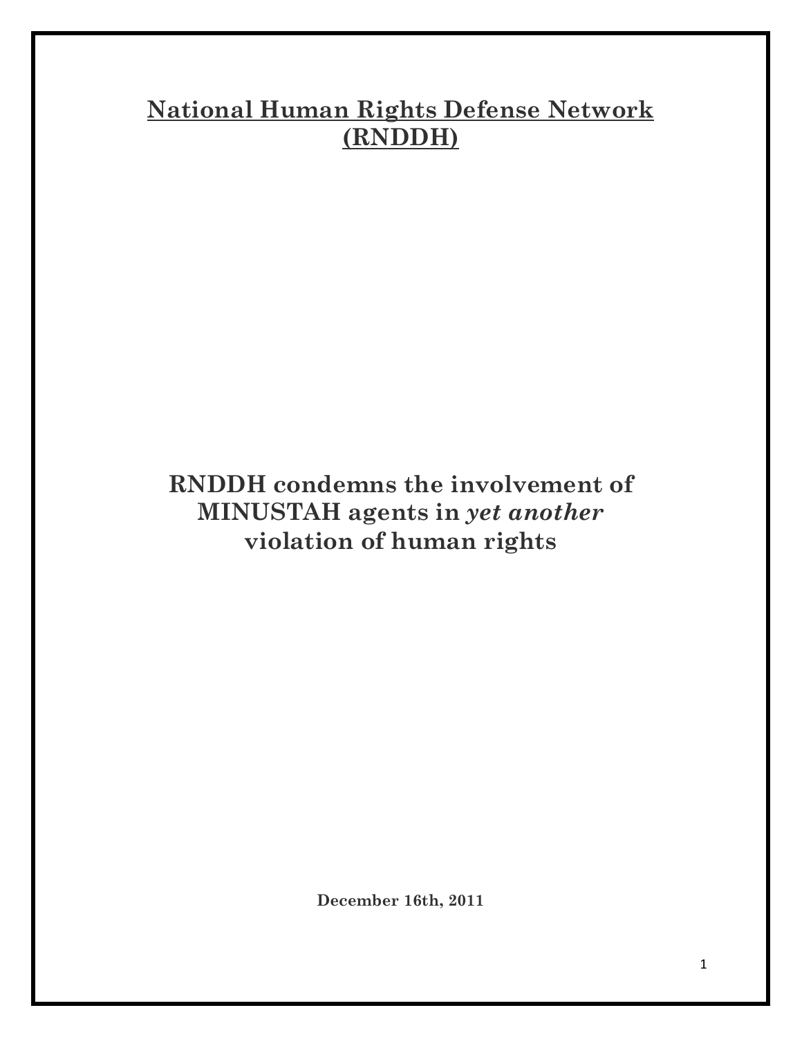# <u>National Human Rights Defense Network (RNDDH)</u>

## RNDDH condemns the involvement of MINUSTAH agents in *yet another* violation of human rights

**December 16th, 2011**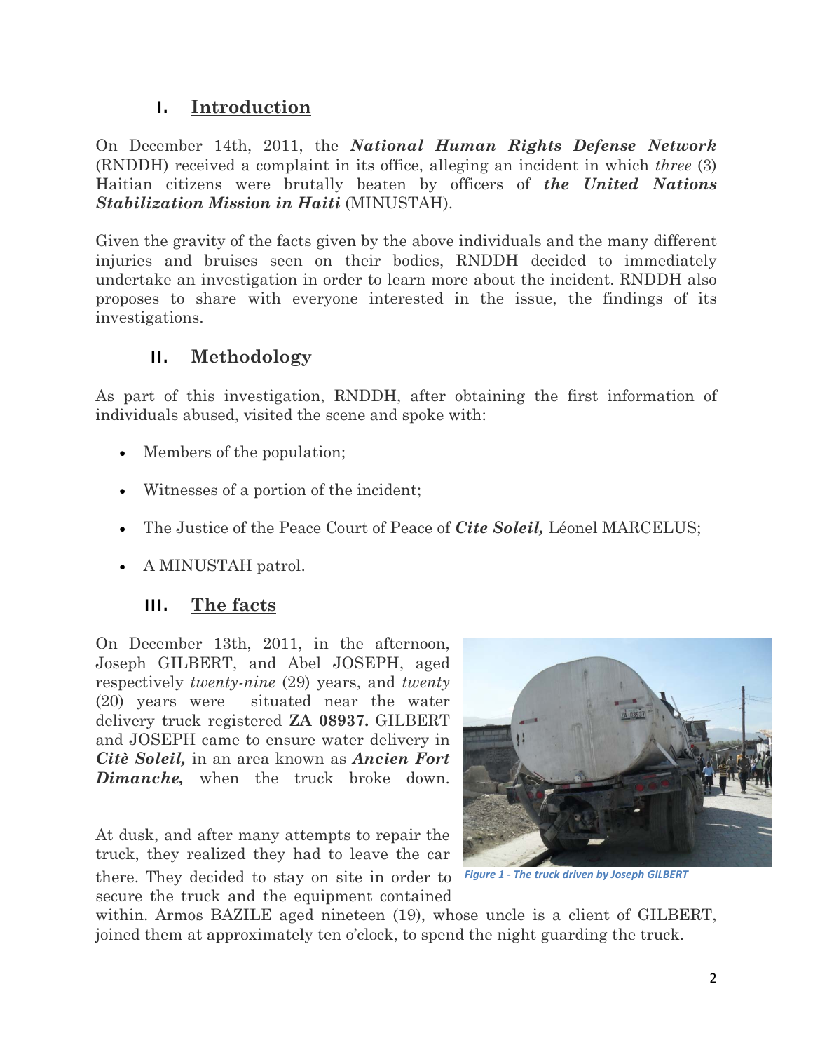## I. Introduction

On December 14th, 2011, the ***National Human Rights Defense Network*** (RNDDH) received a complaint in its office, alleging an incident in which *three* (3) Haitian citizens were brutally beaten by officers of ***the United Nations Stabilization Mission in Haiti*** (MINUSTAH).

Given the gravity of the facts given by the above individuals and the many different injuries and bruises seen on their bodies, RNDDH decided to immediately undertake an investigation in order to learn more about the incident. RNDDH also proposes to share with everyone interested in the issue, the findings of its investigations.

## II. Methodology

As part of this investigation, RNDDH, after obtaining the first information of individuals abused, visited the scene and spoke with:

- Members of the population;
- Witnesses of a portion of the incident;
- The Justice of the Peace Court of Peace of ***Cite Soleil,*** Léonel MARCELUS;
- A MINUSTAH patrol.

## III. The facts

On December 13th, 2011, in the afternoon, Joseph GILBERT, and Abel JOSEPH, aged respectively *twenty-nine* (29) years, and *twenty* (20) years were situated near the water delivery truck registered **ZA 08937.** GILBERT and JOSEPH came to ensure water delivery in ***Citè Soleil,*** in an area known as ***Ancien Fort Dimanche,*** when the truck broke down.

*Figure 1 - The truck driven by Joseph GILBERT*

At dusk, and after many attempts to repair the truck, they realized they had to leave the car there. They decided to stay on site in order to secure the truck and the equipment contained within. Armos BAZILE aged nineteen (19), whose uncle is a client of GILBERT, joined them at approximately ten o'clock, to spend the night guarding the truck.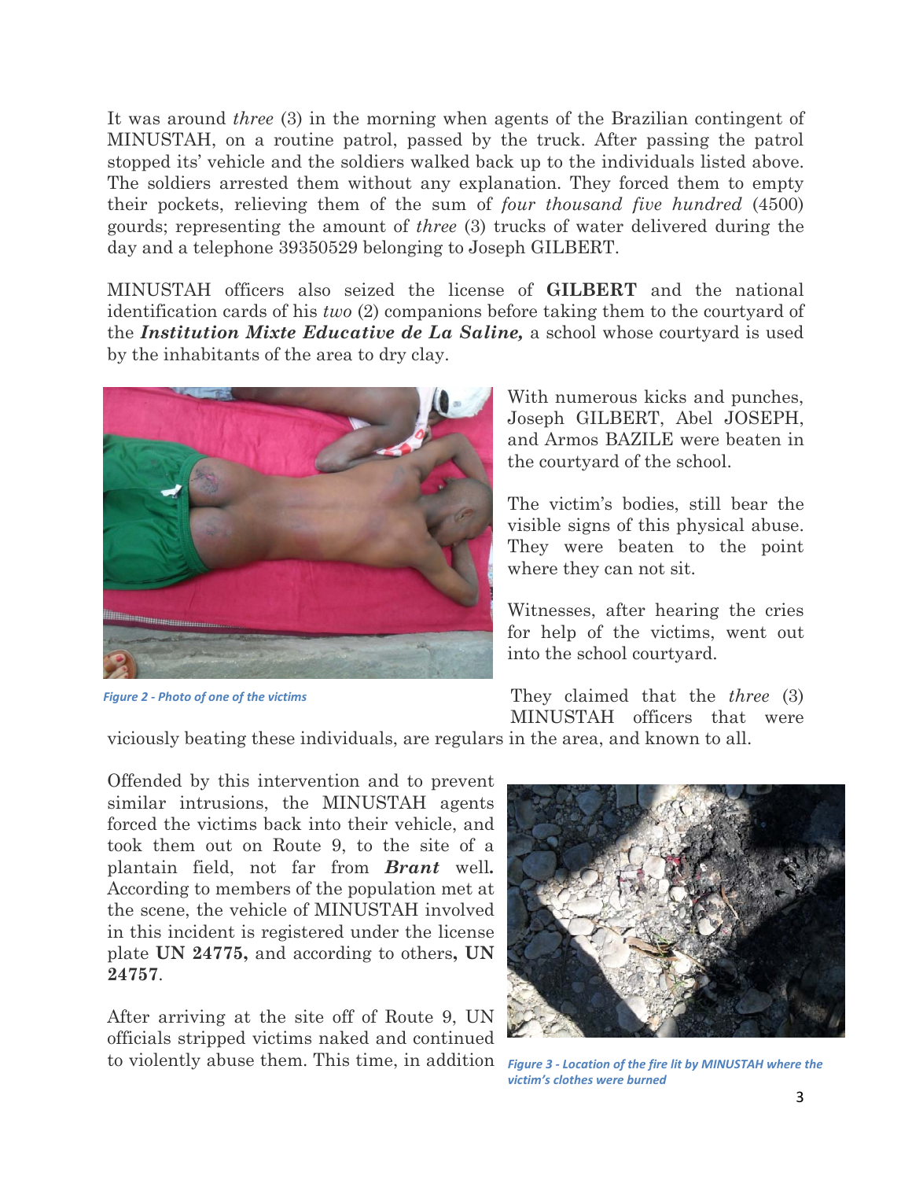It was around *three* (3) in the morning when agents of the Brazilian contingent of MINUSTAH, on a routine patrol, passed by the truck. After passing the patrol stopped its' vehicle and the soldiers walked back up to the individuals listed above. The soldiers arrested them without any explanation. They forced them to empty their pockets, relieving them of the sum of *four thousand five hundred* (4500) gourds; representing the amount of *three* (3) trucks of water delivered during the day and a telephone 39350529 belonging to Joseph GILBERT.

MINUSTAH officers also seized the license of **GILBERT** and the national identification cards of his *two* (2) companions before taking them to the courtyard of the ***Institution Mixte Educative de La Saline,*** a school whose courtyard is used by the inhabitants of the area to dry clay.

*Figure 2 - Photo of one of the victims*

With numerous kicks and punches, Joseph GILBERT, Abel JOSEPH, and Armos BAZILE were beaten in the courtyard of the school.

The victim's bodies, still bear the visible signs of this physical abuse. They were beaten to the point where they can not sit.

Witnesses, after hearing the cries for help of the victims, went out into the school courtyard.

They claimed that the *three* (3) MINUSTAH officers that were viciously beating these individuals, are regulars in the area, and known to all.

Offended by this intervention and to prevent similar intrusions, the MINUSTAH agents forced the victims back into their vehicle, and took them out on Route 9, to the site of a plantain field, not far from ***Brant*** well**.** According to members of the population met at the scene, the vehicle of MINUSTAH involved in this incident is registered under the license plate **UN 24775,** and according to others**, UN 24757**.

*Figure 3 - Location of the fire lit by MINUSTAH where the victim's clothes were burned*

After arriving at the site off of Route 9, UN officials stripped victims naked and continued to violently abuse them. This time, in addition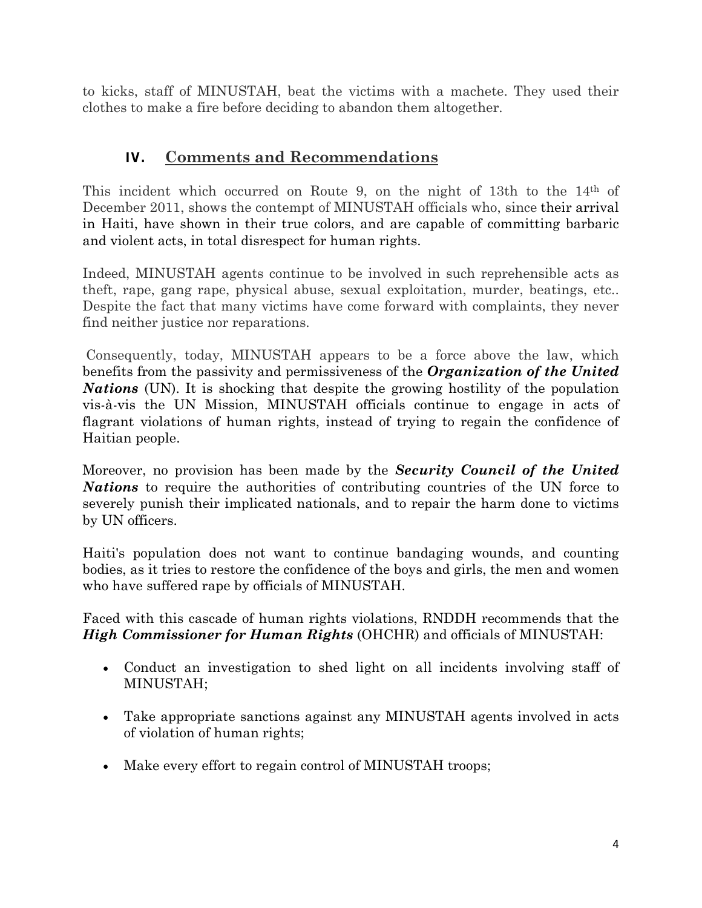to kicks, staff of MINUSTAH, beat the victims with a machete. They used their clothes to make a fire before deciding to abandon them altogether.

## IV. Comments and Recommendations

This incident which occurred on Route 9, on the night of 13th to the 14th of December 2011, shows the contempt of MINUSTAH officials who, since their arrival in Haiti, have shown in their true colors, and are capable of committing barbaric and violent acts, in total disrespect for human rights.

Indeed, MINUSTAH agents continue to be involved in such reprehensible acts as theft, rape, gang rape, physical abuse, sexual exploitation, murder, beatings, etc.. Despite the fact that many victims have come forward with complaints, they never find neither justice nor reparations.

Consequently, today, MINUSTAH appears to be a force above the law, which benefits from the passivity and permissiveness of the ***Organization of the United Nations*** (UN). It is shocking that despite the growing hostility of the population vis-à-vis the UN Mission, MINUSTAH officials continue to engage in acts of flagrant violations of human rights, instead of trying to regain the confidence of Haitian people.

Moreover, no provision has been made by the ***Security Council of the United Nations*** to require the authorities of contributing countries of the UN force to severely punish their implicated nationals, and to repair the harm done to victims by UN officers.

Haiti's population does not want to continue bandaging wounds, and counting bodies, as it tries to restore the confidence of the boys and girls, the men and women who have suffered rape by officials of MINUSTAH.

Faced with this cascade of human rights violations, RNDDH recommends that the ***High Commissioner for Human Rights*** (OHCHR) and officials of MINUSTAH:

- Conduct an investigation to shed light on all incidents involving staff of MINUSTAH;
- Take appropriate sanctions against any MINUSTAH agents involved in acts of violation of human rights;
- Make every effort to regain control of MINUSTAH troops;